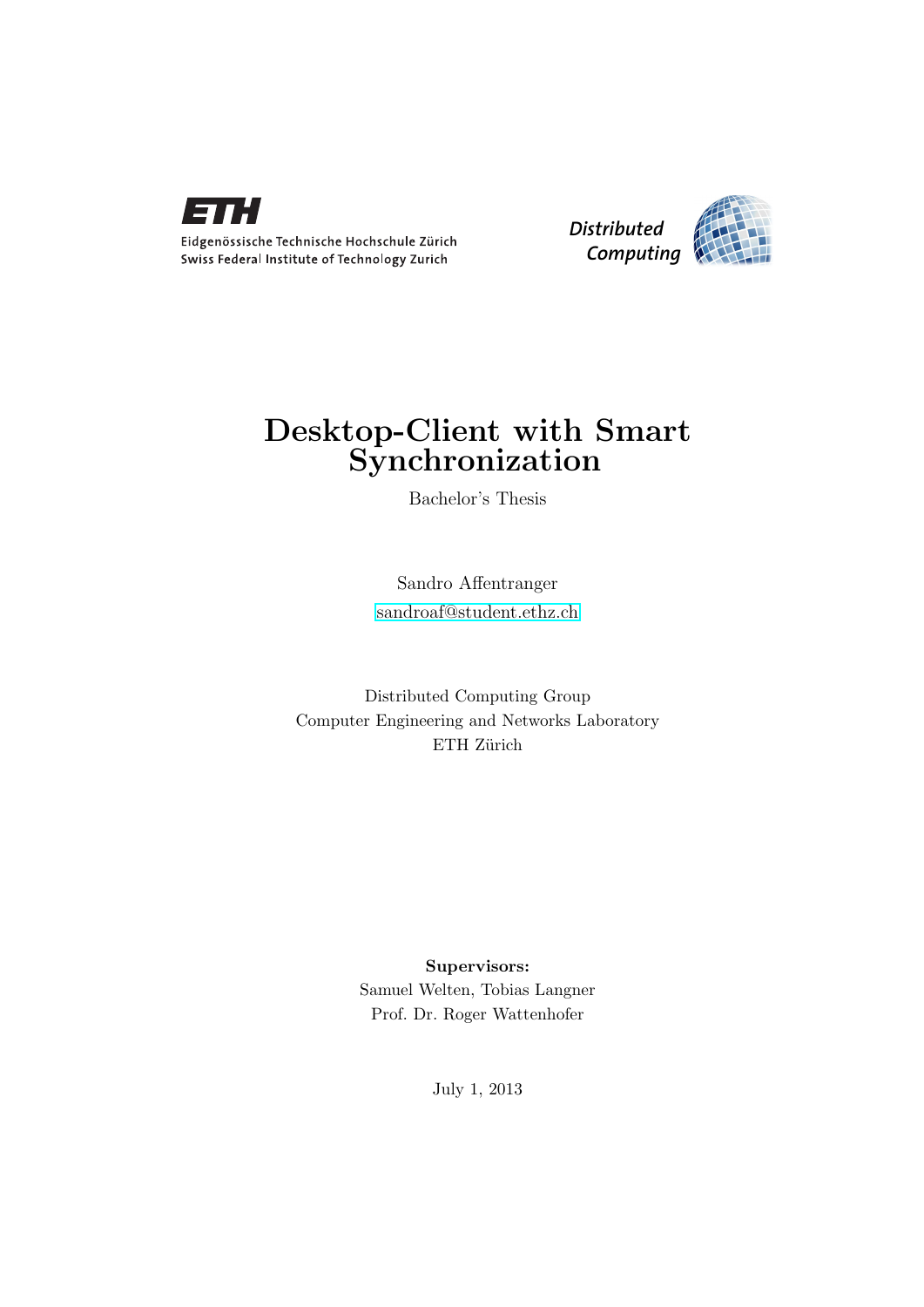ETH

Eidgenössische Technische Hochschule Zürich
Swiss Federal Institute of Technology Zurich

*Distributed Computing*

# Desktop-Client with Smart Synchronization

Bachelor's Thesis

Sandro Affentranger

sandroaf@student.ethz.ch

Distributed Computing Group
Computer Engineering and Networks Laboratory
ETH Zürich

**Supervisors:**
Samuel Welten, Tobias Langner
Prof. Dr. Roger Wattenhofer

July 1, 2013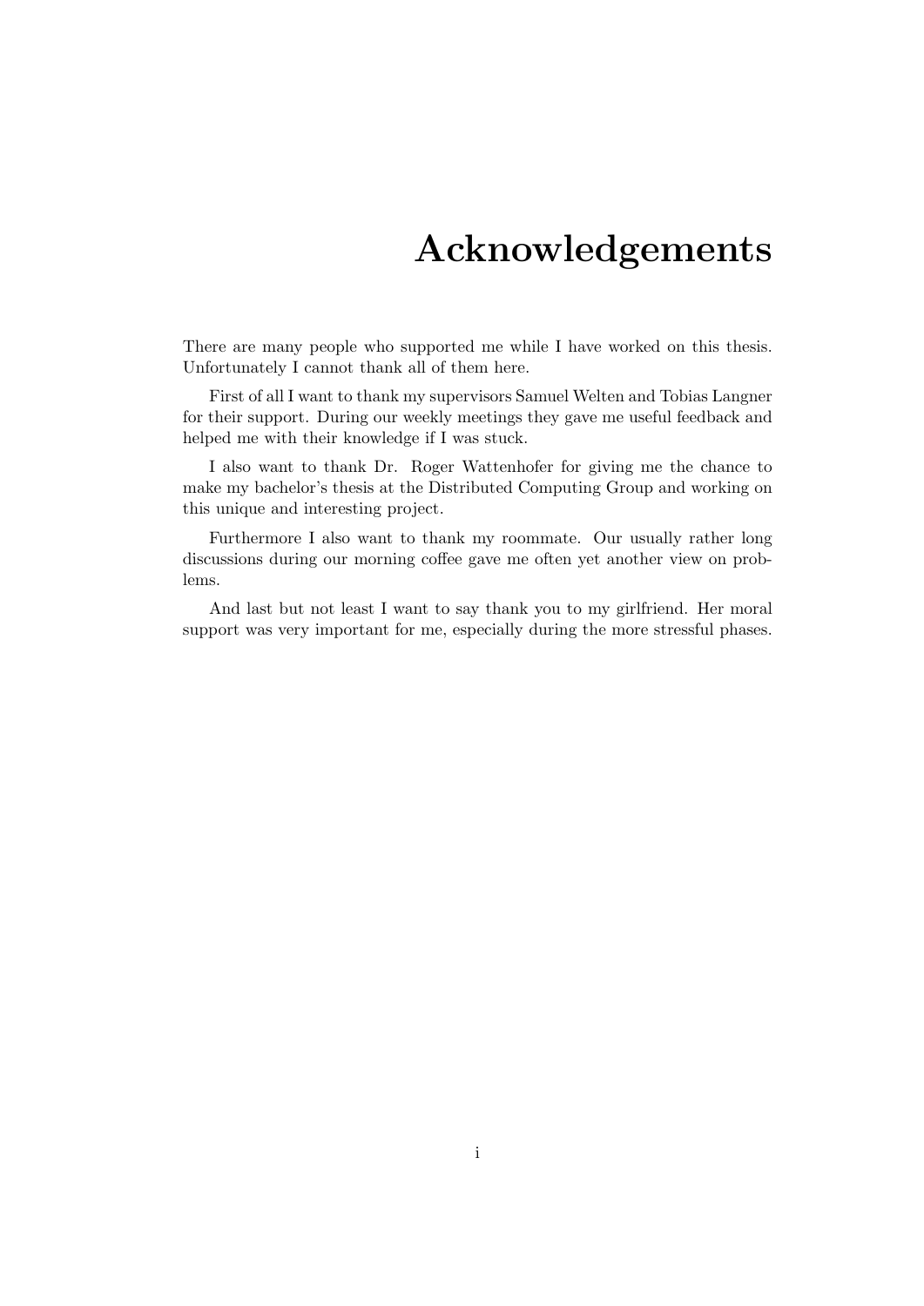# Acknowledgements

There are many people who supported me while I have worked on this thesis. Unfortunately I cannot thank all of them here.

First of all I want to thank my supervisors Samuel Welten and Tobias Langner for their support. During our weekly meetings they gave me useful feedback and helped me with their knowledge if I was stuck.

I also want to thank Dr. Roger Wattenhofer for giving me the chance to make my bachelor's thesis at the Distributed Computing Group and working on this unique and interesting project.

Furthermore I also want to thank my roommate. Our usually rather long discussions during our morning coffee gave me often yet another view on problems.

And last but not least I want to say thank you to my girlfriend. Her moral support was very important for me, especially during the more stressful phases.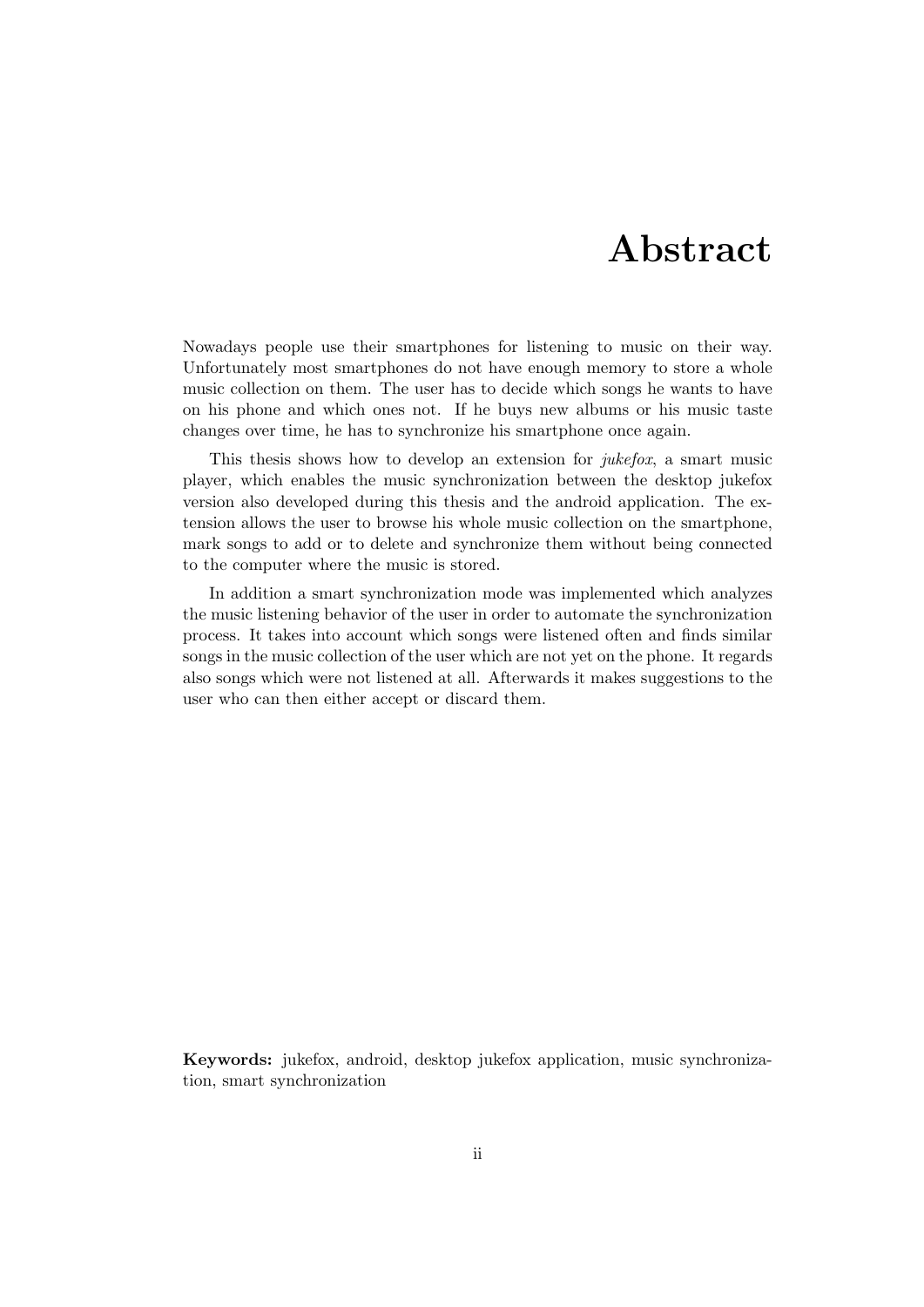# Abstract

Nowadays people use their smartphones for listening to music on their way. Unfortunately most smartphones do not have enough memory to store a whole music collection on them. The user has to decide which songs he wants to have on his phone and which ones not. If he buys new albums or his music taste changes over time, he has to synchronize his smartphone once again.

This thesis shows how to develop an extension for *jukefox*, a smart music player, which enables the music synchronization between the desktop jukefox version also developed during this thesis and the android application. The extension allows the user to browse his whole music collection on the smartphone, mark songs to add or to delete and synchronize them without being connected to the computer where the music is stored.

In addition a smart synchronization mode was implemented which analyzes the music listening behavior of the user in order to automate the synchronization process. It takes into account which songs were listened often and finds similar songs in the music collection of the user which are not yet on the phone. It regards also songs which were not listened at all. Afterwards it makes suggestions to the user who can then either accept or discard them.

**Keywords:** jukefox, android, desktop jukefox application, music synchronization, smart synchronization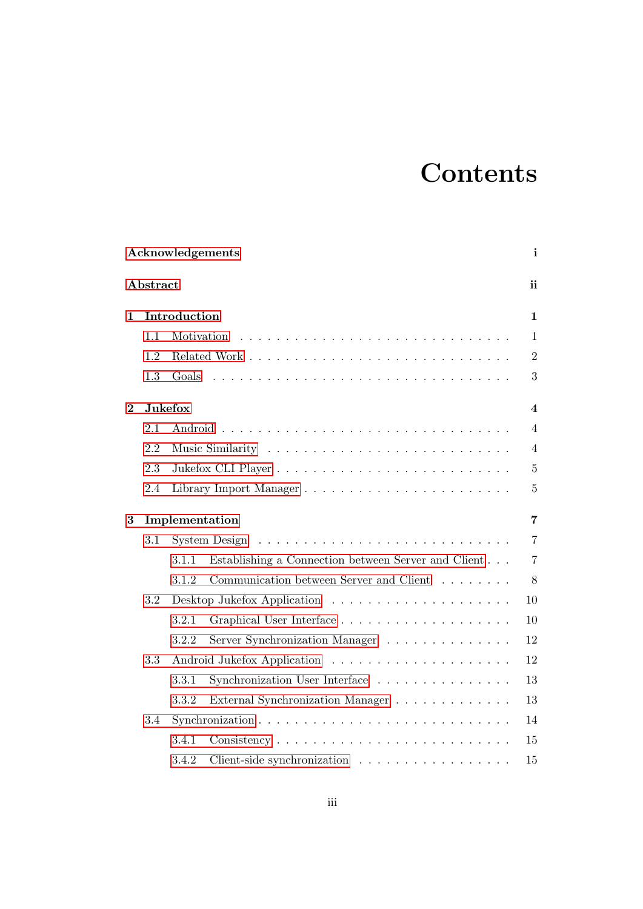# Contents

**Acknowledgements** **i**

**Abstract** **ii**

**1 Introduction** **1**

- 1.1 Motivation . . . . . . . . . . . . . . . . . . . . . . . . . . . . . 1
- 1.2 Related Work . . . . . . . . . . . . . . . . . . . . . . . . . . . 2
- 1.3 Goals . . . . . . . . . . . . . . . . . . . . . . . . . . . . . . . 3

**2 Jukefox** **4**

- 2.1 Android . . . . . . . . . . . . . . . . . . . . . . . . . . . . . . 4
- 2.2 Music Similarity . . . . . . . . . . . . . . . . . . . . . . . . . 4
- 2.3 Jukefox CLI Player . . . . . . . . . . . . . . . . . . . . . . . . 5
- 2.4 Library Import Manager . . . . . . . . . . . . . . . . . . . . . 5

**3 Implementation** **7**

- 3.1 System Design . . . . . . . . . . . . . . . . . . . . . . . . . . 7
  - 3.1.1 Establishing a Connection between Server and Client . . . 7
  - 3.1.2 Communication between Server and Client . . . . . . . . 8
- 3.2 Desktop Jukefox Application . . . . . . . . . . . . . . . . . . . 10
  - 3.2.1 Graphical User Interface . . . . . . . . . . . . . . . . . . 10
  - 3.2.2 Server Synchronization Manager . . . . . . . . . . . . . . 12
- 3.3 Android Jukefox Application . . . . . . . . . . . . . . . . . . . 12
  - 3.3.1 Synchronization User Interface . . . . . . . . . . . . . . . 13
  - 3.3.2 External Synchronization Manager . . . . . . . . . . . . . 13
- 3.4 Synchronization . . . . . . . . . . . . . . . . . . . . . . . . . . 14
  - 3.4.1 Consistency . . . . . . . . . . . . . . . . . . . . . . . . . 15
  - 3.4.2 Client-side synchronization . . . . . . . . . . . . . . . . . 15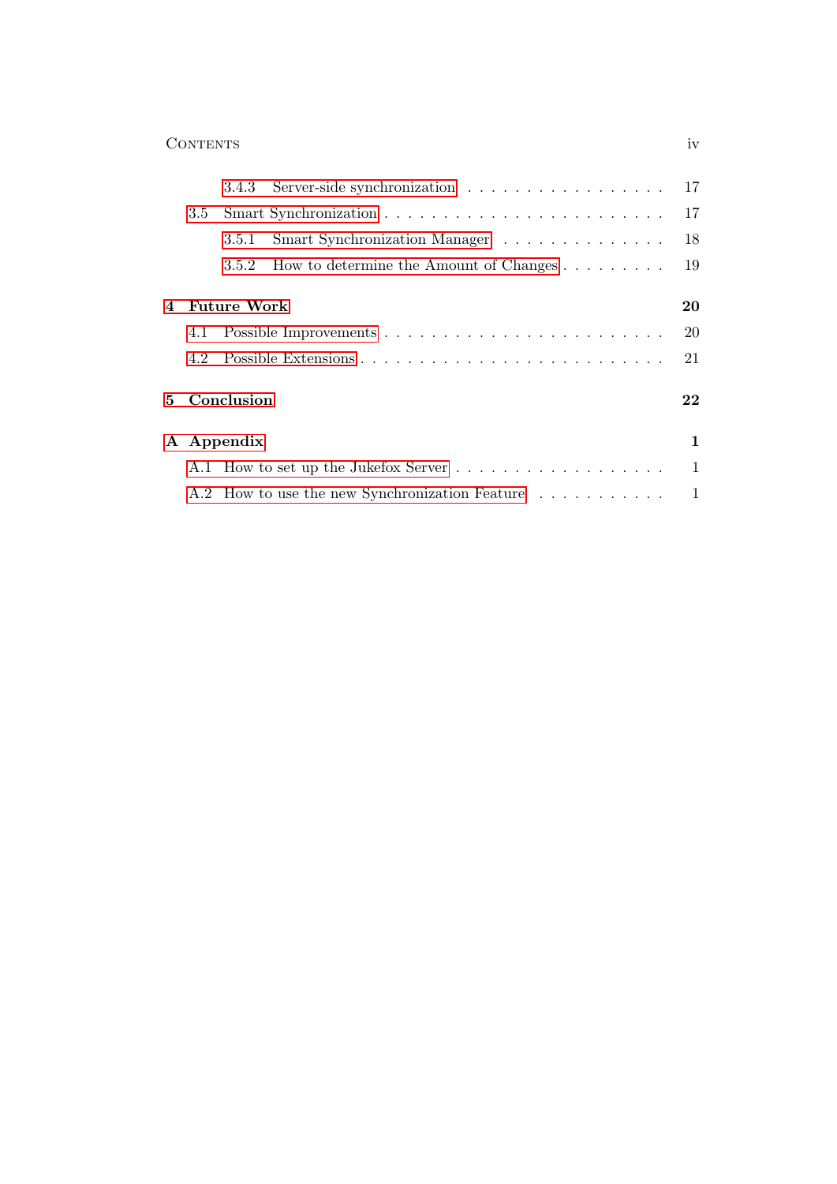3.4.3 Server-side synchronization . . . . . . . . . . . . . . . . . . 17

3.5 Smart Synchronization . . . . . . . . . . . . . . . . . . . . . . . . 17

3.5.1 Smart Synchronization Manager . . . . . . . . . . . . . . . 18

3.5.2 How to determine the Amount of Changes . . . . . . . . . 19

**4 Future Work** **20**

4.1 Possible Improvements . . . . . . . . . . . . . . . . . . . . . . . . 20

4.2 Possible Extensions . . . . . . . . . . . . . . . . . . . . . . . . . 21

**5 Conclusion** **22**

**A Appendix** **1**

A.1 How to set up the Jukefox Server . . . . . . . . . . . . . . . . . . 1

A.2 How to use the new Synchronization Feature . . . . . . . . . . . 1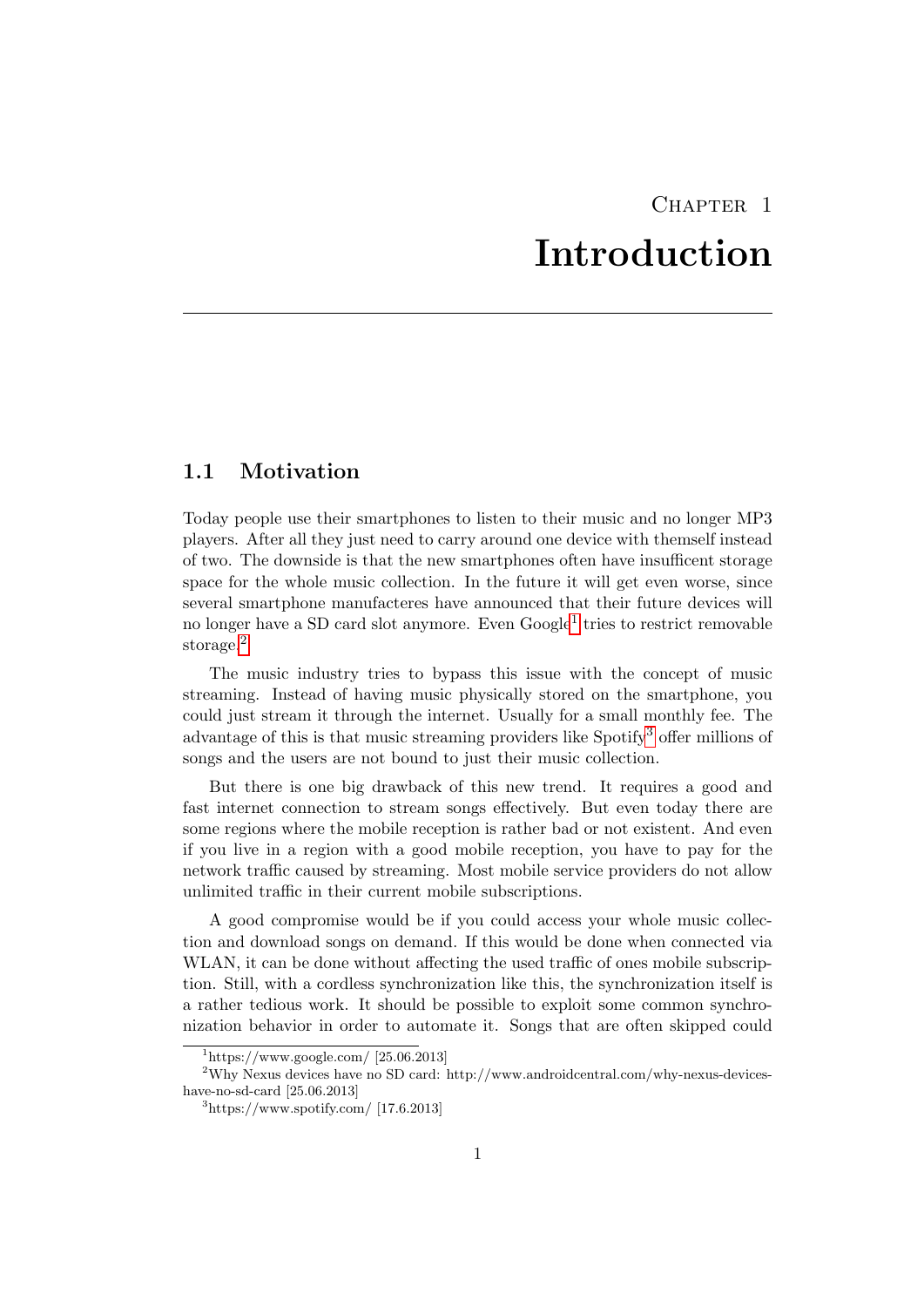# Chapter 1

# Introduction

## 1.1 Motivation

Today people use their smartphones to listen to their music and no longer MP3 players. After all they just need to carry around one device with themself instead of two. The downside is that the new smartphones often have insufficent storage space for the whole music collection. In the future it will get even worse, since several smartphone manufacteres have announced that their future devices will no longer have a SD card slot anymore. Even Google[1] tries to restrict removable storage.[2]

The music industry tries to bypass this issue with the concept of music streaming. Instead of having music physically stored on the smartphone, you could just stream it through the internet. Usually for a small monthly fee. The advantage of this is that music streaming providers like Spotify[3] offer millions of songs and the users are not bound to just their music collection.

But there is one big drawback of this new trend. It requires a good and fast internet connection to stream songs effectively. But even today there are some regions where the mobile reception is rather bad or not existent. And even if you live in a region with a good mobile reception, you have to pay for the network traffic caused by streaming. Most mobile service providers do not allow unlimited traffic in their current mobile subscriptions.

A good compromise would be if you could access your whole music collection and download songs on demand. If this would be done when connected via WLAN, it can be done without affecting the used traffic of ones mobile subscription. Still, with a cordless synchronization like this, the synchronization itself is a rather tedious work. It should be possible to exploit some common synchronization behavior in order to automate it. Songs that are often skipped could

[1] https://www.google.com/ [25.06.2013]

[2] Why Nexus devices have no SD card: http://www.androidcentral.com/why-nexus-devices-have-no-sd-card [25.06.2013]

[3] https://www.spotify.com/ [17.6.2013]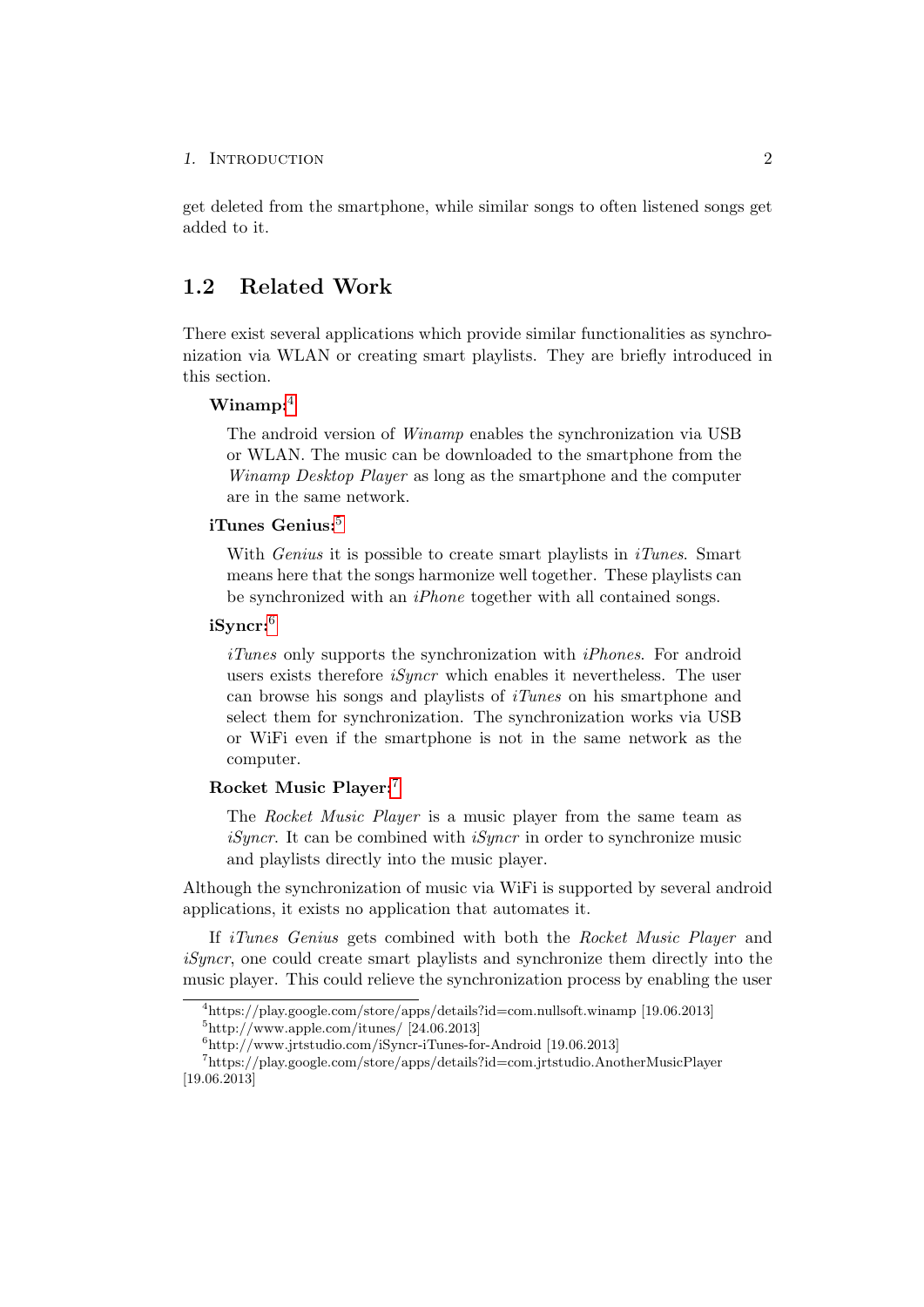get deleted from the smartphone, while similar songs to often listened songs get added to it.

## 1.2 Related Work

There exist several applications which provide similar functionalities as synchronization via WLAN or creating smart playlists. They are briefly introduced in this section.

**Winamp:**[4]

The android version of *Winamp* enables the synchronization via USB or WLAN. The music can be downloaded to the smartphone from the *Winamp Desktop Player* as long as the smartphone and the computer are in the same network.

**iTunes Genius:**[5]

With *Genius* it is possible to create smart playlists in *iTunes*. Smart means here that the songs harmonize well together. These playlists can be synchronized with an *iPhone* together with all contained songs.

**iSyncr:**[6]

*iTunes* only supports the synchronization with *iPhones*. For android users exists therefore *iSyncr* which enables it nevertheless. The user can browse his songs and playlists of *iTunes* on his smartphone and select them for synchronization. The synchronization works via USB or WiFi even if the smartphone is not in the same network as the computer.

**Rocket Music Player:**[7]

The *Rocket Music Player* is a music player from the same team as *iSyncr*. It can be combined with *iSyncr* in order to synchronize music and playlists directly into the music player.

Although the synchronization of music via WiFi is supported by several android applications, it exists no application that automates it.

If *iTunes Genius* gets combined with both the *Rocket Music Player* and *iSyncr*, one could create smart playlists and synchronize them directly into the music player. This could relieve the synchronization process by enabling the user

[4]https://play.google.com/store/apps/details?id=com.nullsoft.winamp [19.06.2013]

[5]http://www.apple.com/itunes/ [24.06.2013]

[6]http://www.jrtstudio.com/iSyncr-iTunes-for-Android [19.06.2013]

[7]https://play.google.com/store/apps/details?id=com.jrtstudio.AnotherMusicPlayer [19.06.2013]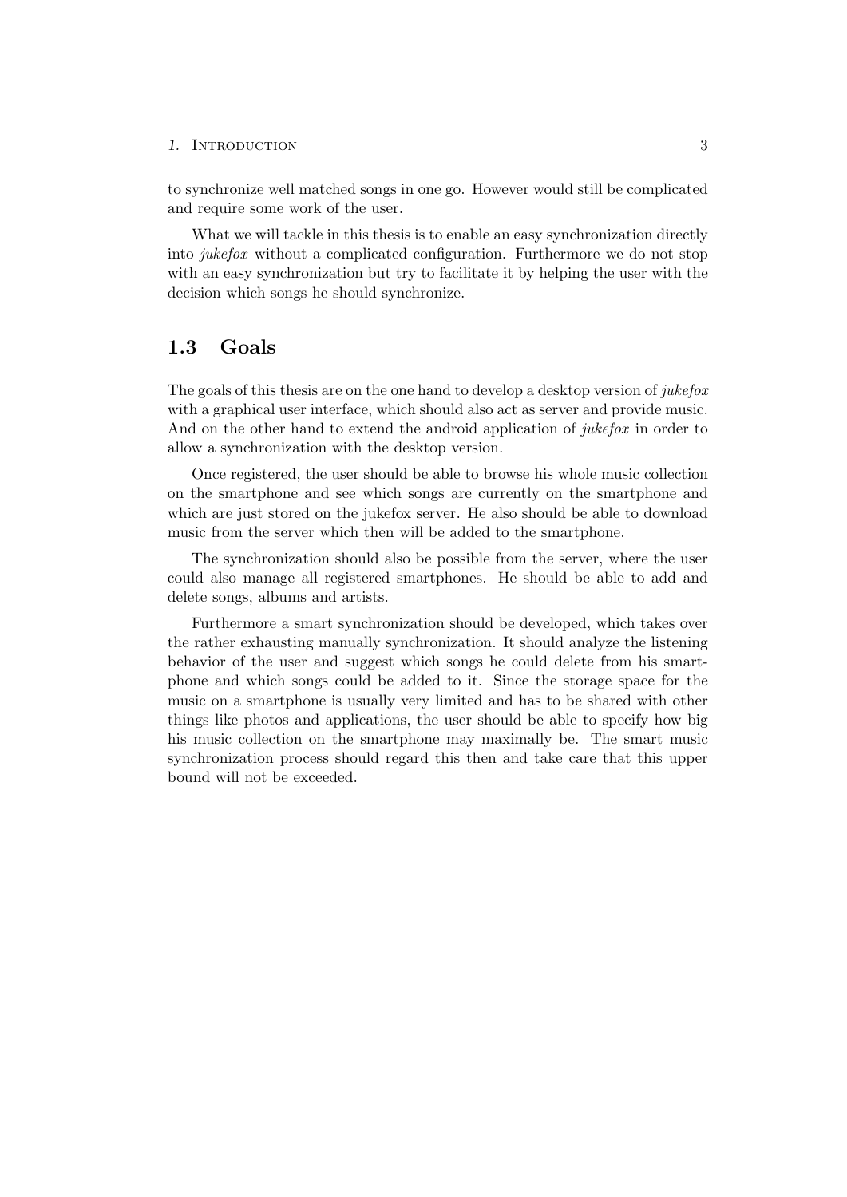to synchronize well matched songs in one go. However would still be complicated and require some work of the user.

What we will tackle in this thesis is to enable an easy synchronization directly into *jukefox* without a complicated configuration. Furthermore we do not stop with an easy synchronization but try to facilitate it by helping the user with the decision which songs he should synchronize.

## 1.3 Goals

The goals of this thesis are on the one hand to develop a desktop version of *jukefox* with a graphical user interface, which should also act as server and provide music. And on the other hand to extend the android application of *jukefox* in order to allow a synchronization with the desktop version.

Once registered, the user should be able to browse his whole music collection on the smartphone and see which songs are currently on the smartphone and which are just stored on the jukefox server. He also should be able to download music from the server which then will be added to the smartphone.

The synchronization should also be possible from the server, where the user could also manage all registered smartphones. He should be able to add and delete songs, albums and artists.

Furthermore a smart synchronization should be developed, which takes over the rather exhausting manually synchronization. It should analyze the listening behavior of the user and suggest which songs he could delete from his smartphone and which songs could be added to it. Since the storage space for the music on a smartphone is usually very limited and has to be shared with other things like photos and applications, the user should be able to specify how big his music collection on the smartphone may maximally be. The smart music synchronization process should regard this then and take care that this upper bound will not be exceeded.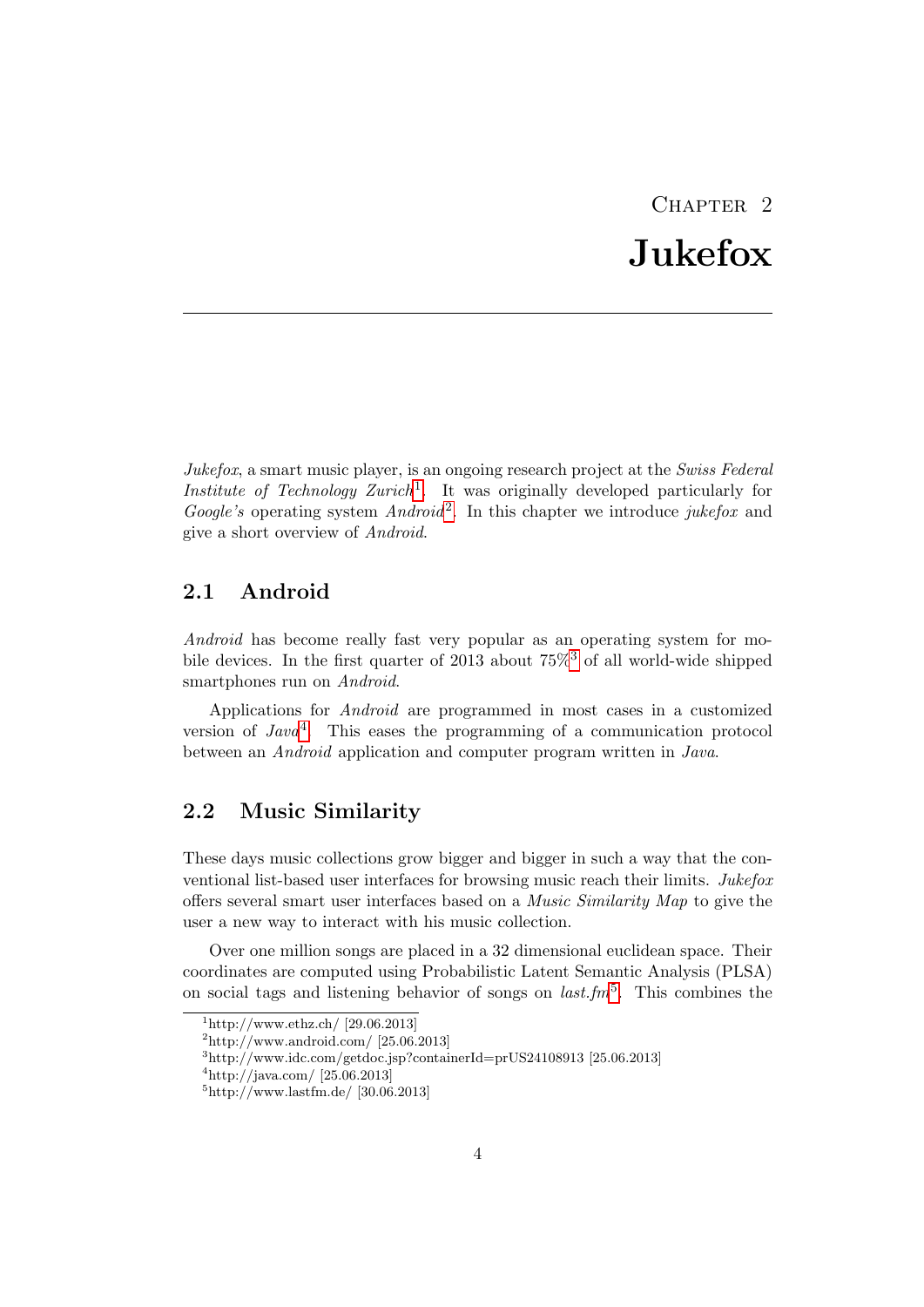# Chapter 2
# Jukefox

*Jukefox*, a smart music player, is an ongoing research project at the *Swiss Federal Institute of Technology Zurich*[1]. It was originally developed particularly for *Google's* operating system *Android*[2]. In this chapter we introduce *jukefox* and give a short overview of *Android*.

## 2.1 Android

*Android* has become really fast very popular as an operating system for mobile devices. In the first quarter of 2013 about 75%[3] of all world-wide shipped smartphones run on *Android*.

Applications for *Android* are programmed in most cases in a customized version of *Java*[4]. This eases the programming of a communication protocol between an *Android* application and computer program written in *Java*.

## 2.2 Music Similarity

These days music collections grow bigger and bigger in such a way that the conventional list-based user interfaces for browsing music reach their limits. *Jukefox* offers several smart user interfaces based on a *Music Similarity Map* to give the user a new way to interact with his music collection.

Over one million songs are placed in a 32 dimensional euclidean space. Their coordinates are computed using Probabilistic Latent Semantic Analysis (PLSA) on social tags and listening behavior of songs on *last.fm*[5]. This combines the

---

[1] http://www.ethz.ch/ [29.06.2013]

[2] http://www.android.com/ [25.06.2013]

[3] http://www.idc.com/getdoc.jsp?containerId=prUS24108913 [25.06.2013]

[4] http://java.com/ [25.06.2013]

[5] http://www.lastfm.de/ [30.06.2013]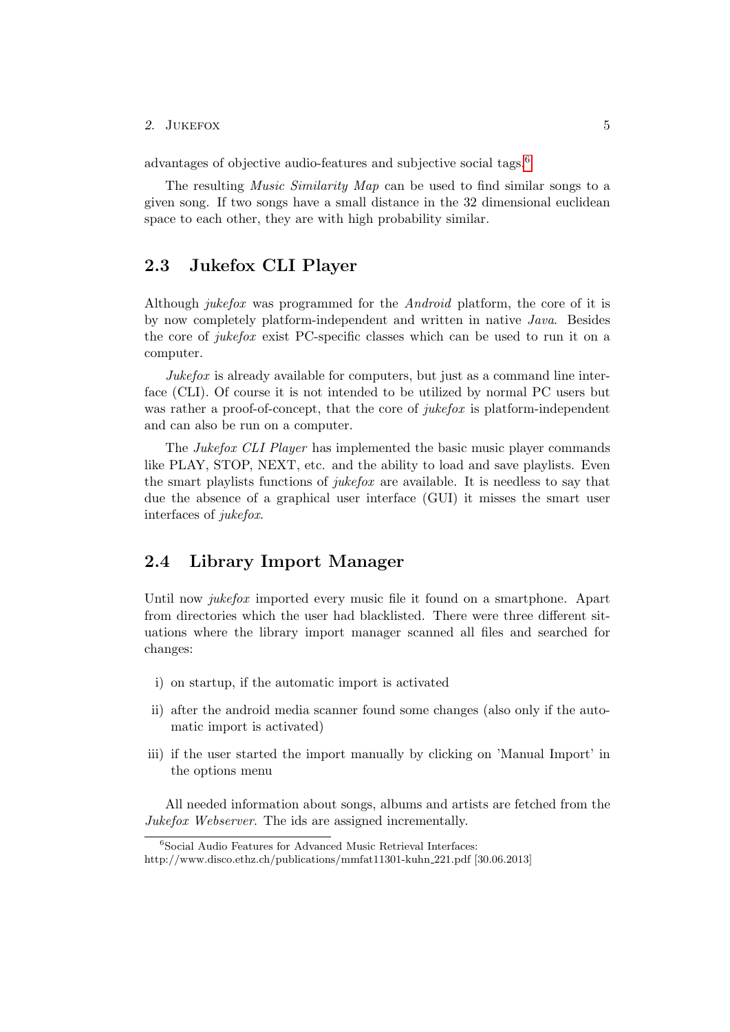advantages of objective audio-features and subjective social tags.[6]

The resulting *Music Similarity Map* can be used to find similar songs to a given song. If two songs have a small distance in the 32 dimensional euclidean space to each other, they are with high probability similar.

## 2.3 Jukefox CLI Player

Although *jukefox* was programmed for the *Android* platform, the core of it is by now completely platform-independent and written in native *Java*. Besides the core of *jukefox* exist PC-specific classes which can be used to run it on a computer.

*Jukefox* is already available for computers, but just as a command line interface (CLI). Of course it is not intended to be utilized by normal PC users but was rather a proof-of-concept, that the core of *jukefox* is platform-independent and can also be run on a computer.

The *Jukefox CLI Player* has implemented the basic music player commands like PLAY, STOP, NEXT, etc. and the ability to load and save playlists. Even the smart playlists functions of *jukefox* are available. It is needless to say that due the absence of a graphical user interface (GUI) it misses the smart user interfaces of *jukefox*.

## 2.4 Library Import Manager

Until now *jukefox* imported every music file it found on a smartphone. Apart from directories which the user had blacklisted. There were three different situations where the library import manager scanned all files and searched for changes:

i) on startup, if the automatic import is activated

ii) after the android media scanner found some changes (also only if the automatic import is activated)

iii) if the user started the import manually by clicking on 'Manual Import' in the options menu

All needed information about songs, albums and artists are fetched from the *Jukefox Webserver*. The ids are assigned incrementally.

[6] Social Audio Features for Advanced Music Retrieval Interfaces: http://www.disco.ethz.ch/publications/mmfat11301-kuhn_221.pdf [30.06.2013]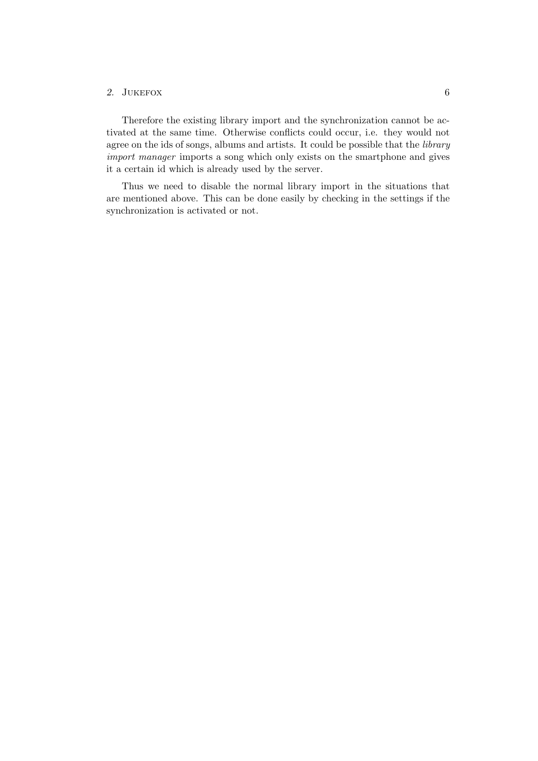Therefore the existing library import and the synchronization cannot be activated at the same time. Otherwise conflicts could occur, i.e. they would not agree on the ids of songs, albums and artists. It could be possible that the *library import manager* imports a song which only exists on the smartphone and gives it a certain id which is already used by the server.

Thus we need to disable the normal library import in the situations that are mentioned above. This can be done easily by checking in the settings if the synchronization is activated or not.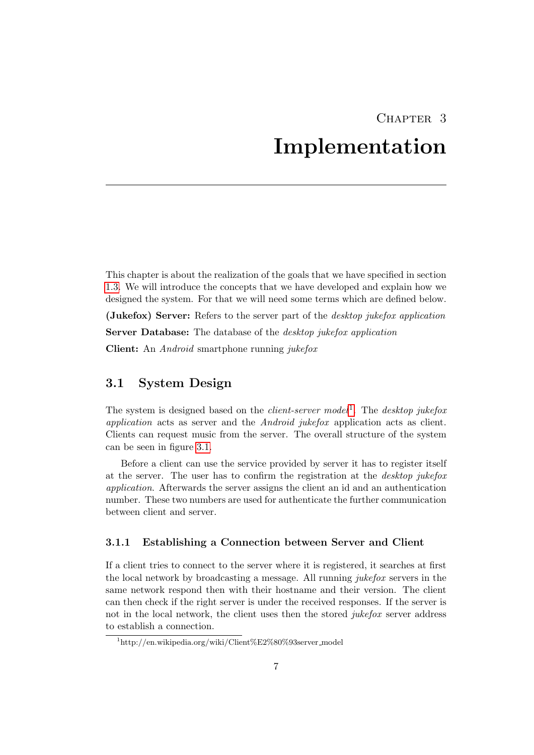# Chapter 3
# Implementation

This chapter is about the realization of the goals that we have specified in section 1.3. We will introduce the concepts that we have developed and explain how we designed the system. For that we will need some terms which are defined below.

**(Jukefox) Server:** Refers to the server part of the *desktop jukefox application*

**Server Database:** The database of the *desktop jukefox application*

**Client:** An *Android* smartphone running *jukefox*

## 3.1 System Design

The system is designed based on the *client-server model*[1]. The *desktop jukefox application* acts as server and the *Android jukefox* application acts as client. Clients can request music from the server. The overall structure of the system can be seen in figure 3.1.

Before a client can use the service provided by server it has to register itself at the server. The user has to confirm the registration at the *desktop jukefox application*. Afterwards the server assigns the client an id and an authentication number. These two numbers are used for authenticate the further communication between client and server.

### 3.1.1 Establishing a Connection between Server and Client

If a client tries to connect to the server where it is registered, it searches at first the local network by broadcasting a message. All running *jukefox* servers in the same network respond then with their hostname and their version. The client can then check if the right server is under the received responses. If the server is not in the local network, the client uses then the stored *jukefox* server address to establish a connection.

[1] http://en.wikipedia.org/wiki/Client%E2%80%93server_model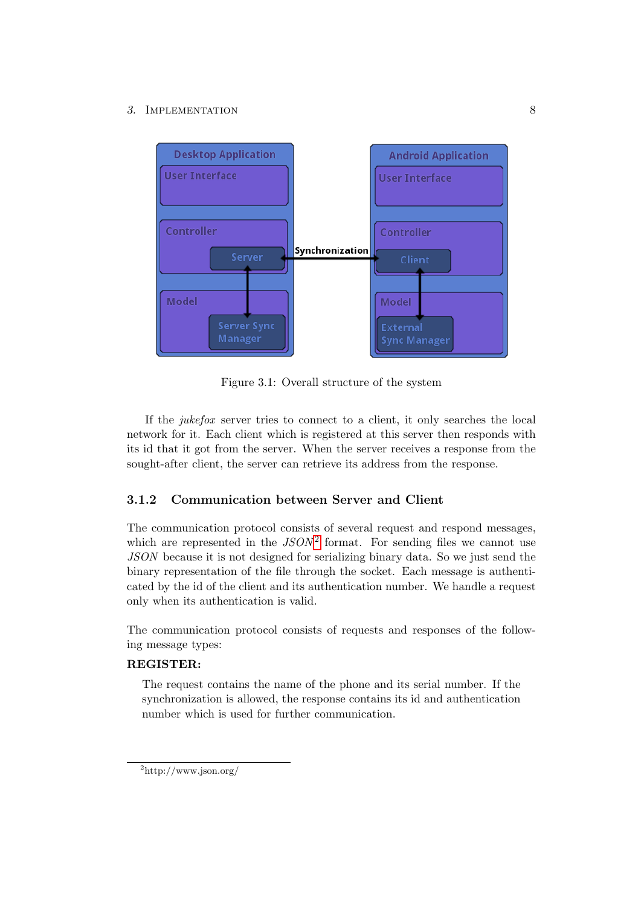Figure 3.1: Overall structure of the system

If the *jukefox* server tries to connect to a client, it only searches the local network for it. Each client which is registered at this server then responds with its id that it got from the server. When the server receives a response from the sought-after client, the server can retrieve its address from the response.

### 3.1.2 Communication between Server and Client

The communication protocol consists of several request and respond messages, which are represented in the *JSON*[2] format. For sending files we cannot use *JSON* because it is not designed for serializing binary data. So we just send the binary representation of the file through the socket. Each message is authenticated by the id of the client and its authentication number. We handle a request only when its authentication is valid.

The communication protocol consists of requests and responses of the following message types:

**REGISTER:**

The request contains the name of the phone and its serial number. If the synchronization is allowed, the response contains its id and authentication number which is used for further communication.

[2]http://www.json.org/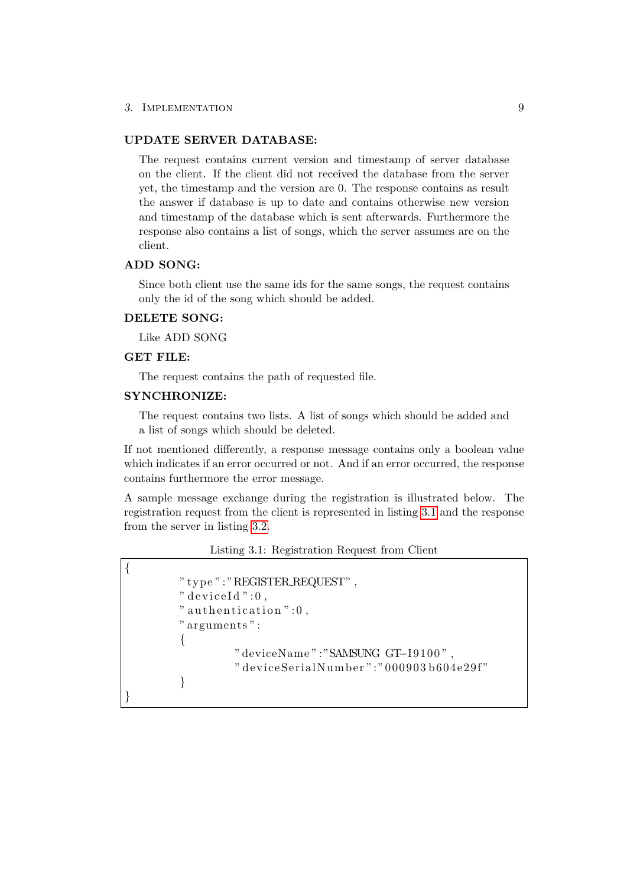**UPDATE SERVER DATABASE:**

The request contains current version and timestamp of server database on the client. If the client did not received the database from the server yet, the timestamp and the version are 0. The response contains as result the answer if database is up to date and contains otherwise new version and timestamp of the database which is sent afterwards. Furthermore the response also contains a list of songs, which the server assumes are on the client.

**ADD SONG:**

Since both client use the same ids for the same songs, the request contains only the id of the song which should be added.

**DELETE SONG:**

Like ADD SONG

**GET FILE:**

The request contains the path of requested file.

**SYNCHRONIZE:**

The request contains two lists. A list of songs which should be added and a list of songs which should be deleted.

If not mentioned differently, a response message contains only a boolean value which indicates if an error occurred or not. And if an error occurred, the response contains furthermore the error message.

A sample message exchange during the registration is illustrated below. The registration request from the client is represented in listing 3.1 and the response from the server in listing 3.2.

Listing 3.1: Registration Request from Client

```
{
        "type":"REGISTER_REQUEST",
        "deviceId":0,
        "authentication":0,
        "arguments":
        {
                "deviceName":"SAMSUNG GT-I9100",
                "deviceSerialNumber":"000903b604e29f"
        }
}
```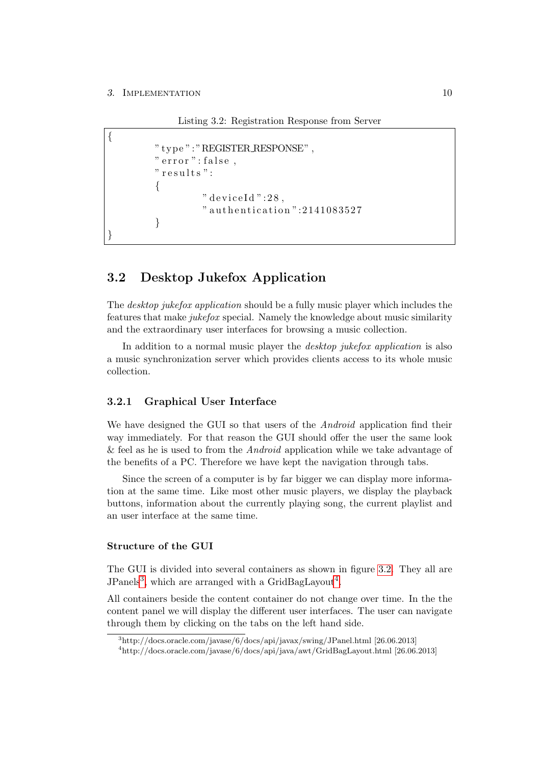Listing 3.2: Registration Response from Server

```
{
        "type":"REGISTER_RESPONSE",
        "error":false,
        "results":
        {
                "deviceId":28,
                "authentication":2141083527
        }
}
```

## 3.2 Desktop Jukefox Application

The *desktop jukefox application* should be a fully music player which includes the features that make *jukefox* special. Namely the knowledge about music similarity and the extraordinary user interfaces for browsing a music collection.

In addition to a normal music player the *desktop jukefox application* is also a music synchronization server which provides clients access to its whole music collection.

### 3.2.1 Graphical User Interface

We have designed the GUI so that users of the *Android* application find their way immediately. For that reason the GUI should offer the user the same look & feel as he is used to from the *Android* application while we take advantage of the benefits of a PC. Therefore we have kept the navigation through tabs.

Since the screen of a computer is by far bigger we can display more information at the same time. Like most other music players, we display the playback buttons, information about the currently playing song, the current playlist and an user interface at the same time.

#### Structure of the GUI

The GUI is divided into several containers as shown in figure 3.2. They all are JPanels[3], which are arranged with a GridBagLayout[4].

All containers beside the content container do not change over time. In the the content panel we will display the different user interfaces. The user can navigate through them by clicking on the tabs on the left hand side.

[3] http://docs.oracle.com/javase/6/docs/api/javax/swing/JPanel.html [26.06.2013]

[4] http://docs.oracle.com/javase/6/docs/api/java/awt/GridBagLayout.html [26.06.2013]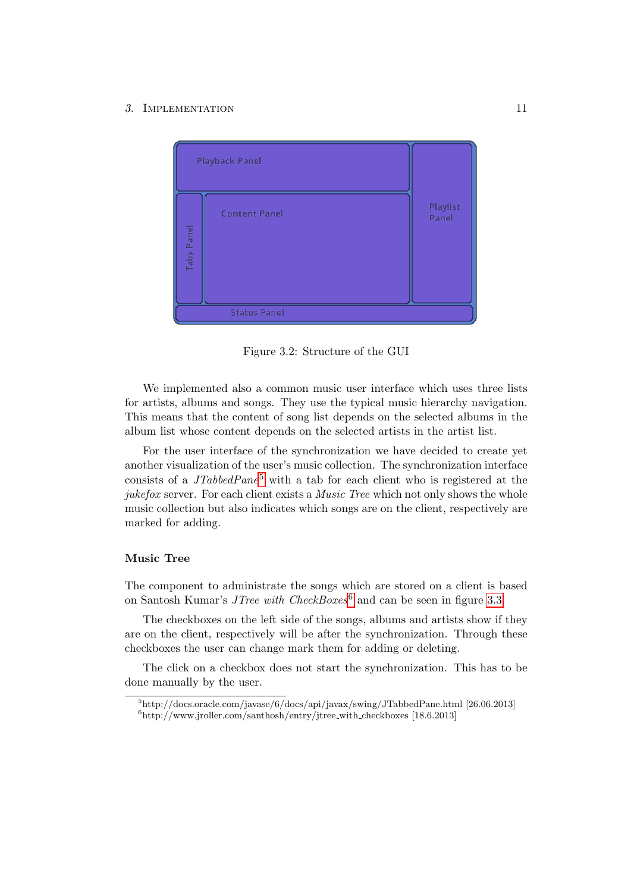Playback Panel

Content Panel

Tabs Panel

Playlist Panel

Status Panel

Figure 3.2: Structure of the GUI

We implemented also a common music user interface which uses three lists for artists, albums and songs. They use the typical music hierarchy navigation. This means that the content of song list depends on the selected albums in the album list whose content depends on the selected artists in the artist list.

For the user interface of the synchronization we have decided to create yet another visualization of the user's music collection. The synchronization interface consists of a *JTabbedPane*[5] with a tab for each client who is registered at the *jukefox* server. For each client exists a *Music Tree* which not only shows the whole music collection but also indicates which songs are on the client, respectively are marked for adding.

### Music Tree

The component to administrate the songs which are stored on a client is based on Santosh Kumar's *JTree with CheckBoxes*[6] and can be seen in figure 3.3.

The checkboxes on the left side of the songs, albums and artists show if they are on the client, respectively will be after the synchronization. Through these checkboxes the user can change mark them for adding or deleting.

The click on a checkbox does not start the synchronization. This has to be done manually by the user.

[5] http://docs.oracle.com/javase/6/docs/api/javax/swing/JTabbedPane.html [26.06.2013]

[6] http://www.jroller.com/santhosh/entry/jtree_with_checkboxes [18.6.2013]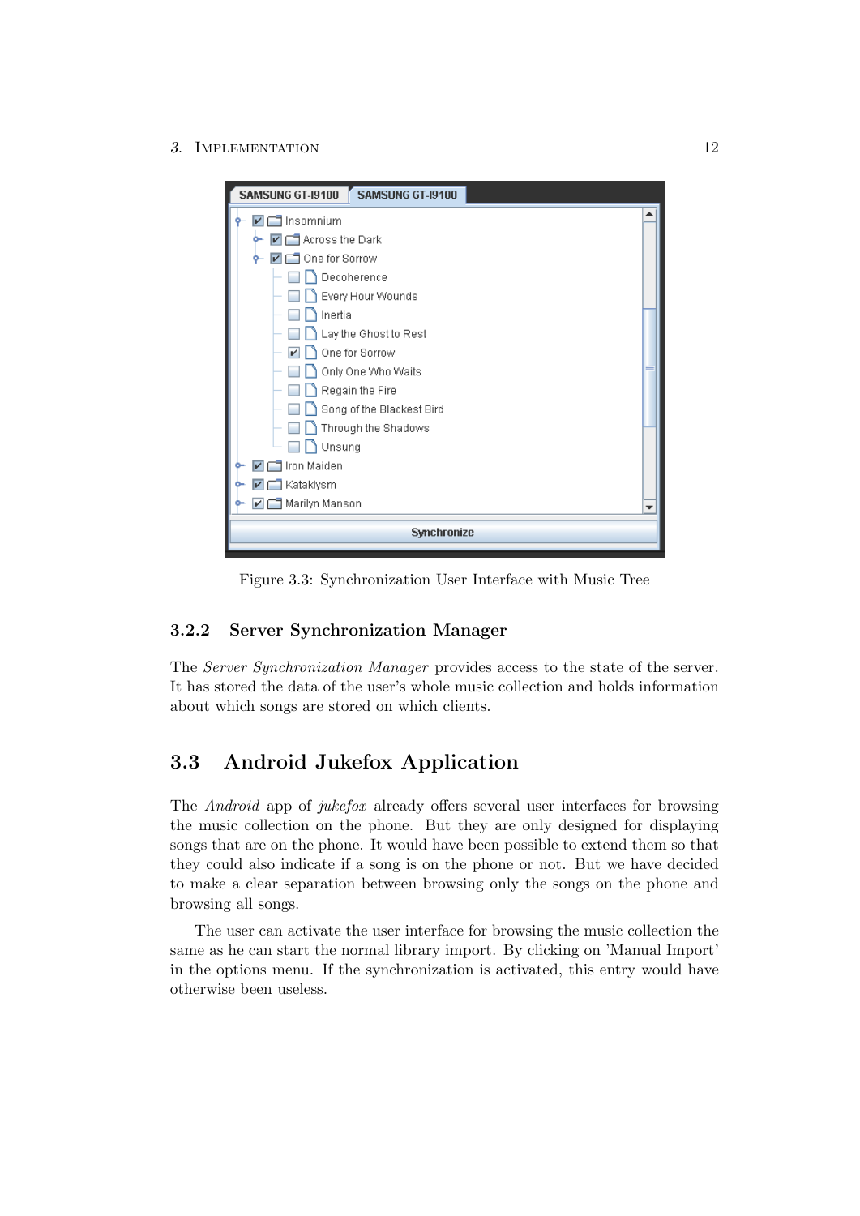Figure 3.3: Synchronization User Interface with Music Tree

### 3.2.2 Server Synchronization Manager

The *Server Synchronization Manager* provides access to the state of the server. It has stored the data of the user's whole music collection and holds information about which songs are stored on which clients.

## 3.3 Android Jukefox Application

The *Android* app of *jukefox* already offers several user interfaces for browsing the music collection on the phone. But they are only designed for displaying songs that are on the phone. It would have been possible to extend them so that they could also indicate if a song is on the phone or not. But we have decided to make a clear separation between browsing only the songs on the phone and browsing all songs.

The user can activate the user interface for browsing the music collection the same as he can start the normal library import. By clicking on 'Manual Import' in the options menu. If the synchronization is activated, this entry would have otherwise been useless.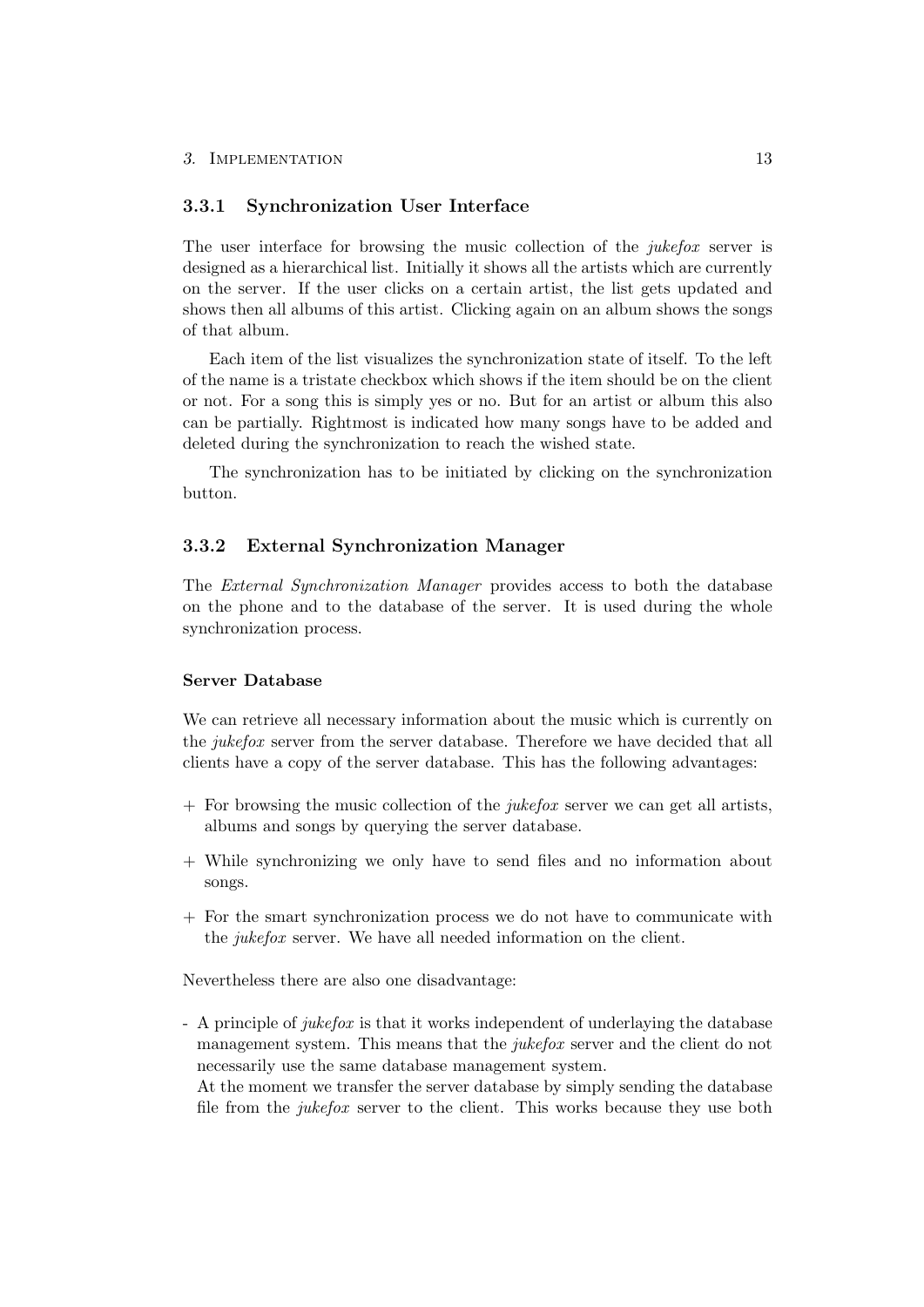### 3.3.1 Synchronization User Interface

The user interface for browsing the music collection of the *jukefox* server is designed as a hierarchical list. Initially it shows all the artists which are currently on the server. If the user clicks on a certain artist, the list gets updated and shows then all albums of this artist. Clicking again on an album shows the songs of that album.

Each item of the list visualizes the synchronization state of itself. To the left of the name is a tristate checkbox which shows if the item should be on the client or not. For a song this is simply yes or no. But for an artist or album this also can be partially. Rightmost is indicated how many songs have to be added and deleted during the synchronization to reach the wished state.

The synchronization has to be initiated by clicking on the synchronization button.

### 3.3.2 External Synchronization Manager

The *External Synchronization Manager* provides access to both the database on the phone and to the database of the server. It is used during the whole synchronization process.

#### Server Database

We can retrieve all necessary information about the music which is currently on the *jukefox* server from the server database. Therefore we have decided that all clients have a copy of the server database. This has the following advantages:

+ For browsing the music collection of the *jukefox* server we can get all artists, albums and songs by querying the server database.
+ While synchronizing we only have to send files and no information about songs.
+ For the smart synchronization process we do not have to communicate with the *jukefox* server. We have all needed information on the client.

Nevertheless there are also one disadvantage:

- A principle of *jukefox* is that it works independent of underlaying the database management system. This means that the *jukefox* server and the client do not necessarily use the same database management system.
  At the moment we transfer the server database by simply sending the database file from the *jukefox* server to the client. This works because they use both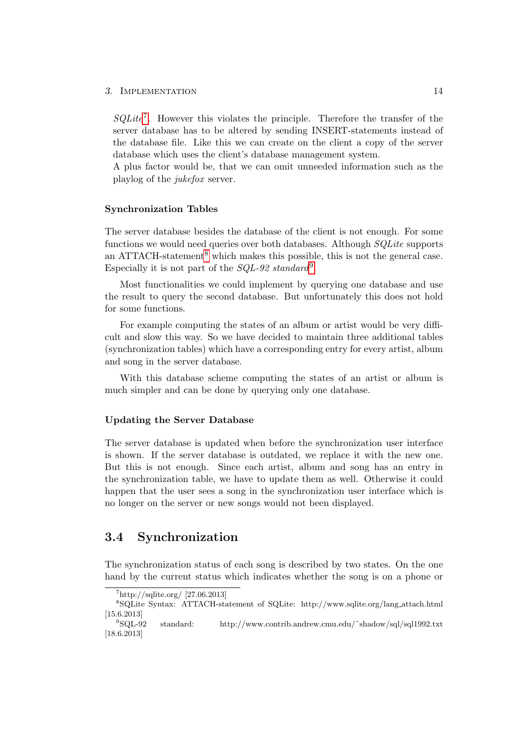*SQLite*[7]. However this violates the principle. Therefore the transfer of the server database has to be altered by sending INSERT-statements instead of the database file. Like this we can create on the client a copy of the server database which uses the client's database management system.
A plus factor would be, that we can omit unneeded information such as the playlog of the *jukefox* server.

#### Synchronization Tables

The server database besides the database of the client is not enough. For some functions we would need queries over both databases. Although *SQLite* supports an ATTACH-statement[8] which makes this possible, this is not the general case. Especially it is not part of the *SQL-92 standard*[9].

Most functionalities we could implement by querying one database and use the result to query the second database. But unfortunately this does not hold for some functions.

For example computing the states of an album or artist would be very difficult and slow this way. So we have decided to maintain three additional tables (synchronization tables) which have a corresponding entry for every artist, album and song in the server database.

With this database scheme computing the states of an artist or album is much simpler and can be done by querying only one database.

#### Updating the Server Database

The server database is updated when before the synchronization user interface is shown. If the server database is outdated, we replace it with the new one. But this is not enough. Since each artist, album and song has an entry in the synchronization table, we have to update them as well. Otherwise it could happen that the user sees a song in the synchronization user interface which is no longer on the server or new songs would not been displayed.

## 3.4 Synchronization

The synchronization status of each song is described by two states. On the one hand by the current status which indicates whether the song is on a phone or

[7] http://sqlite.org/ [27.06.2013]

[8] SQLite Syntax: ATTACH-statement of SQLite: http://www.sqlite.org/lang_attach.html [15.6.2013]

[9] SQL-92 standard: http://www.contrib.andrew.cmu.edu/~shadow/sql/sql1992.txt [18.6.2013]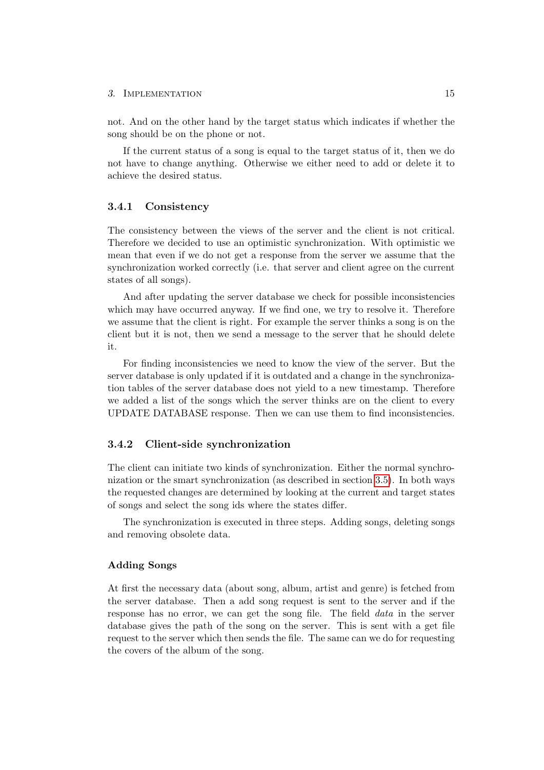not. And on the other hand by the target status which indicates if whether the song should be on the phone or not.

If the current status of a song is equal to the target status of it, then we do not have to change anything. Otherwise we either need to add or delete it to achieve the desired status.

### 3.4.1 Consistency

The consistency between the views of the server and the client is not critical. Therefore we decided to use an optimistic synchronization. With optimistic we mean that even if we do not get a response from the server we assume that the synchronization worked correctly (i.e. that server and client agree on the current states of all songs).

And after updating the server database we check for possible inconsistencies which may have occurred anyway. If we find one, we try to resolve it. Therefore we assume that the client is right. For example the server thinks a song is on the client but it is not, then we send a message to the server that he should delete it.

For finding inconsistencies we need to know the view of the server. But the server database is only updated if it is outdated and a change in the synchronization tables of the server database does not yield to a new timestamp. Therefore we added a list of the songs which the server thinks are on the client to every UPDATE DATABASE response. Then we can use them to find inconsistencies.

### 3.4.2 Client-side synchronization

The client can initiate two kinds of synchronization. Either the normal synchronization or the smart synchronization (as described in section 3.5). In both ways the requested changes are determined by looking at the current and target states of songs and select the song ids where the states differ.

The synchronization is executed in three steps. Adding songs, deleting songs and removing obsolete data.

#### Adding Songs

At first the necessary data (about song, album, artist and genre) is fetched from the server database. Then a add song request is sent to the server and if the response has no error, we can get the song file. The field *data* in the server database gives the path of the song on the server. This is sent with a get file request to the server which then sends the file. The same can we do for requesting the covers of the album of the song.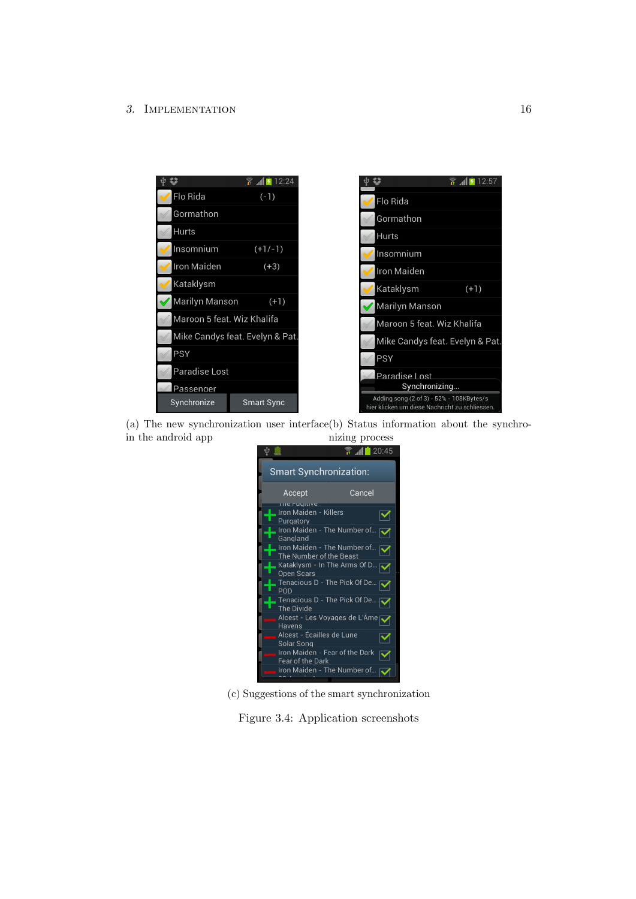(a) The new synchronization user interface in the android app

(b) Status information about the synchronizing process

(c) Suggestions of the smart synchronization

Figure 3.4: Application screenshots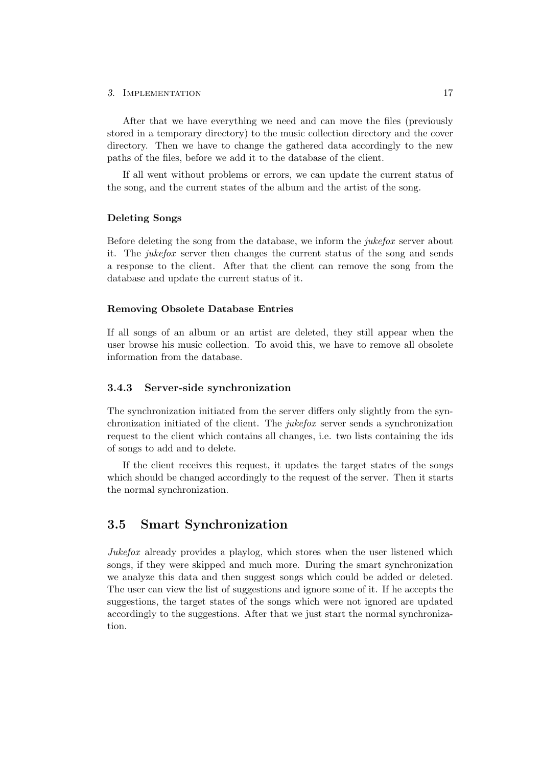After that we have everything we need and can move the files (previously stored in a temporary directory) to the music collection directory and the cover directory. Then we have to change the gathered data accordingly to the new paths of the files, before we add it to the database of the client.

If all went without problems or errors, we can update the current status of the song, and the current states of the album and the artist of the song.

#### Deleting Songs

Before deleting the song from the database, we inform the *jukefox* server about it. The *jukefox* server then changes the current status of the song and sends a response to the client. After that the client can remove the song from the database and update the current status of it.

#### Removing Obsolete Database Entries

If all songs of an album or an artist are deleted, they still appear when the user browse his music collection. To avoid this, we have to remove all obsolete information from the database.

### 3.4.3 Server-side synchronization

The synchronization initiated from the server differs only slightly from the synchronization initiated of the client. The *jukefox* server sends a synchronization request to the client which contains all changes, i.e. two lists containing the ids of songs to add and to delete.

If the client receives this request, it updates the target states of the songs which should be changed accordingly to the request of the server. Then it starts the normal synchronization.

## 3.5 Smart Synchronization

*Jukefox* already provides a playlog, which stores when the user listened which songs, if they were skipped and much more. During the smart synchronization we analyze this data and then suggest songs which could be added or deleted. The user can view the list of suggestions and ignore some of it. If he accepts the suggestions, the target states of the songs which were not ignored are updated accordingly to the suggestions. After that we just start the normal synchronization.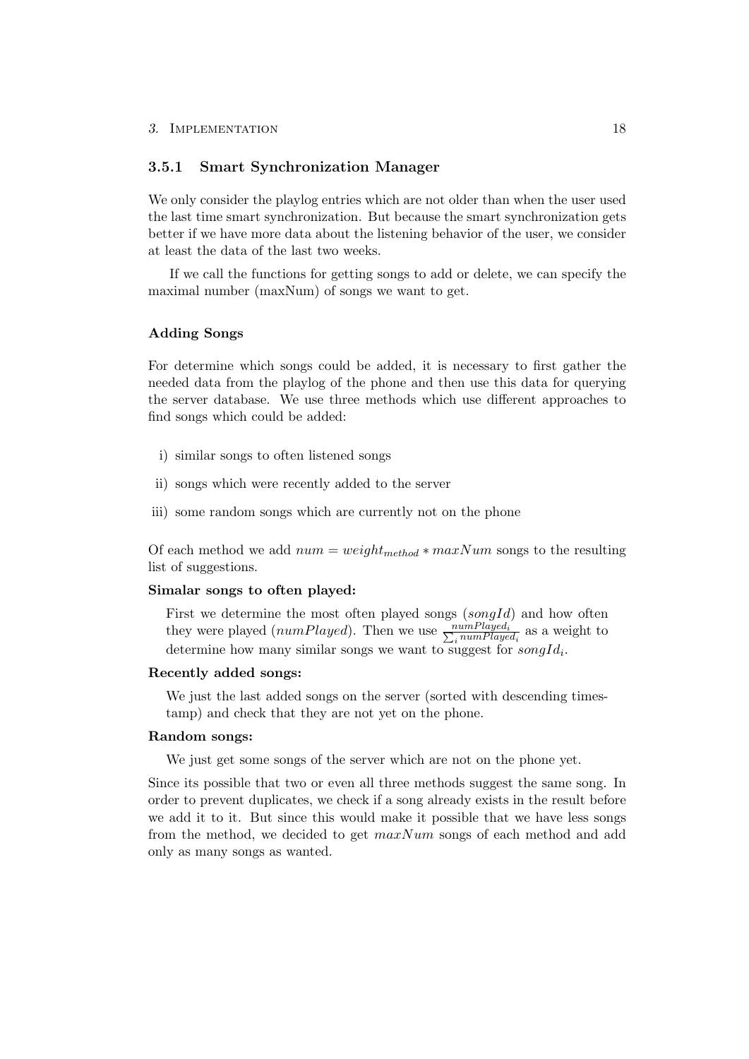### 3.5.1 Smart Synchronization Manager

We only consider the playlog entries which are not older than when the user used the last time smart synchronization. But because the smart synchronization gets better if we have more data about the listening behavior of the user, we consider at least the data of the last two weeks.

If we call the functions for getting songs to add or delete, we can specify the maximal number (maxNum) of songs we want to get.

#### Adding Songs

For determine which songs could be added, it is necessary to first gather the needed data from the playlog of the phone and then use this data for querying the server database. We use three methods which use different approaches to find songs which could be added:

i) similar songs to often listened songs

ii) songs which were recently added to the server

iii) some random songs which are currently not on the phone

Of each method we add $num = weight_{method} * maxNum$ songs to the resulting list of suggestions.

**Simalar songs to often played:**

First we determine the most often played songs ($songId$) and how often they were played ($numPlayed$). Then we use $\frac{numPlayed_i}{\sum_i numPlayed_i}$ as a weight to determine how many similar songs we want to suggest for $songId_i$.

**Recently added songs:**

We just the last added songs on the server (sorted with descending timestamp) and check that they are not yet on the phone.

**Random songs:**

We just get some songs of the server which are not on the phone yet.

Since its possible that two or even all three methods suggest the same song. In order to prevent duplicates, we check if a song already exists in the result before we add it to it. But since this would make it possible that we have less songs from the method, we decided to get $maxNum$ songs of each method and add only as many songs as wanted.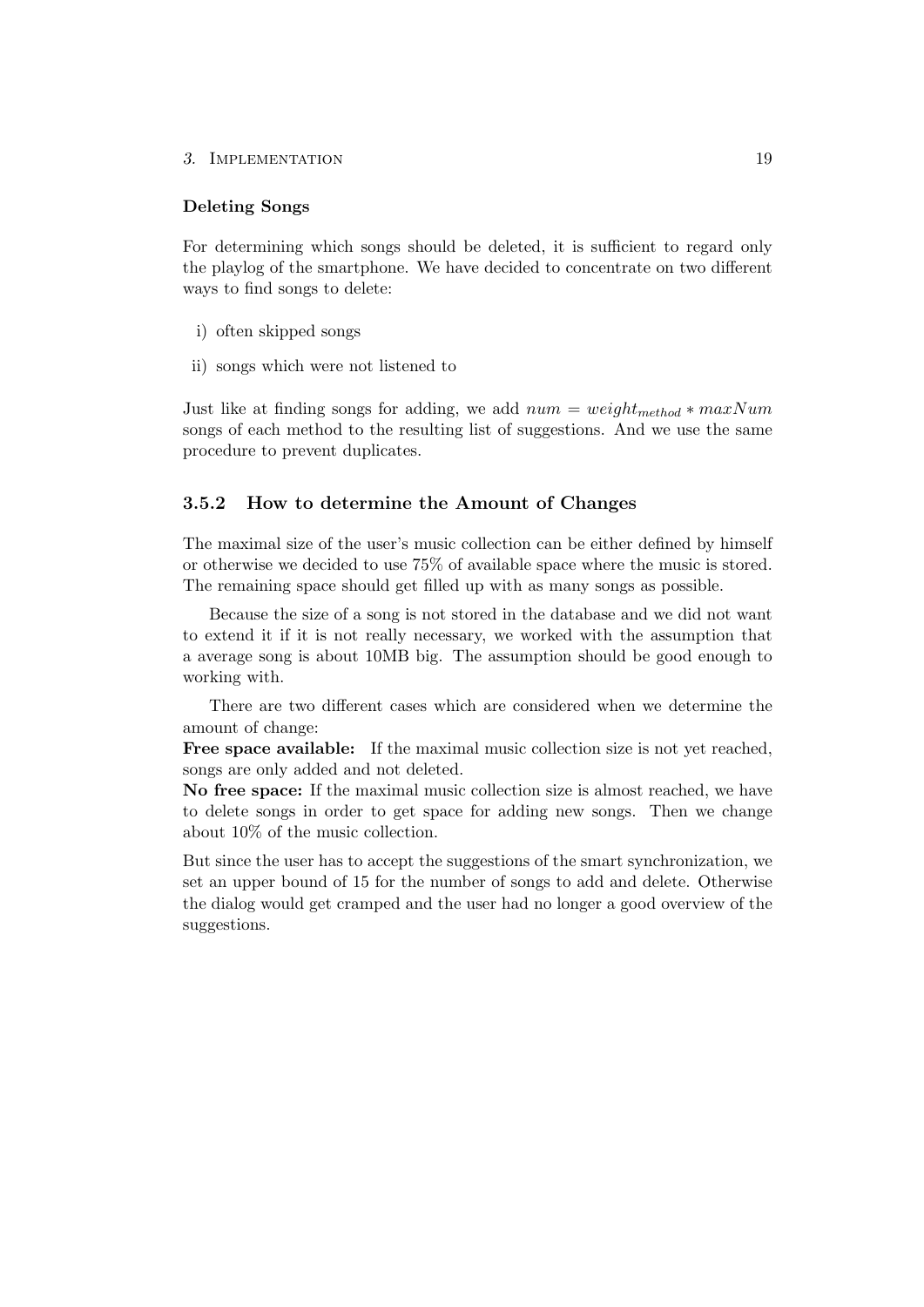#### Deleting Songs

For determining which songs should be deleted, it is sufficient to regard only the playlog of the smartphone. We have decided to concentrate on two different ways to find songs to delete:

i) often skipped songs

ii) songs which were not listened to

Just like at finding songs for adding, we add $num = weight_{method} * maxNum$ songs of each method to the resulting list of suggestions. And we use the same procedure to prevent duplicates.

### 3.5.2 How to determine the Amount of Changes

The maximal size of the user's music collection can be either defined by himself or otherwise we decided to use 75% of available space where the music is stored. The remaining space should get filled up with as many songs as possible.

Because the size of a song is not stored in the database and we did not want to extend it if it is not really necessary, we worked with the assumption that a average song is about 10MB big. The assumption should be good enough to working with.

There are two different cases which are considered when we determine the amount of change:

**Free space available:** If the maximal music collection size is not yet reached, songs are only added and not deleted.

**No free space:** If the maximal music collection size is almost reached, we have to delete songs in order to get space for adding new songs. Then we change about 10% of the music collection.

But since the user has to accept the suggestions of the smart synchronization, we set an upper bound of 15 for the number of songs to add and delete. Otherwise the dialog would get cramped and the user had no longer a good overview of the suggestions.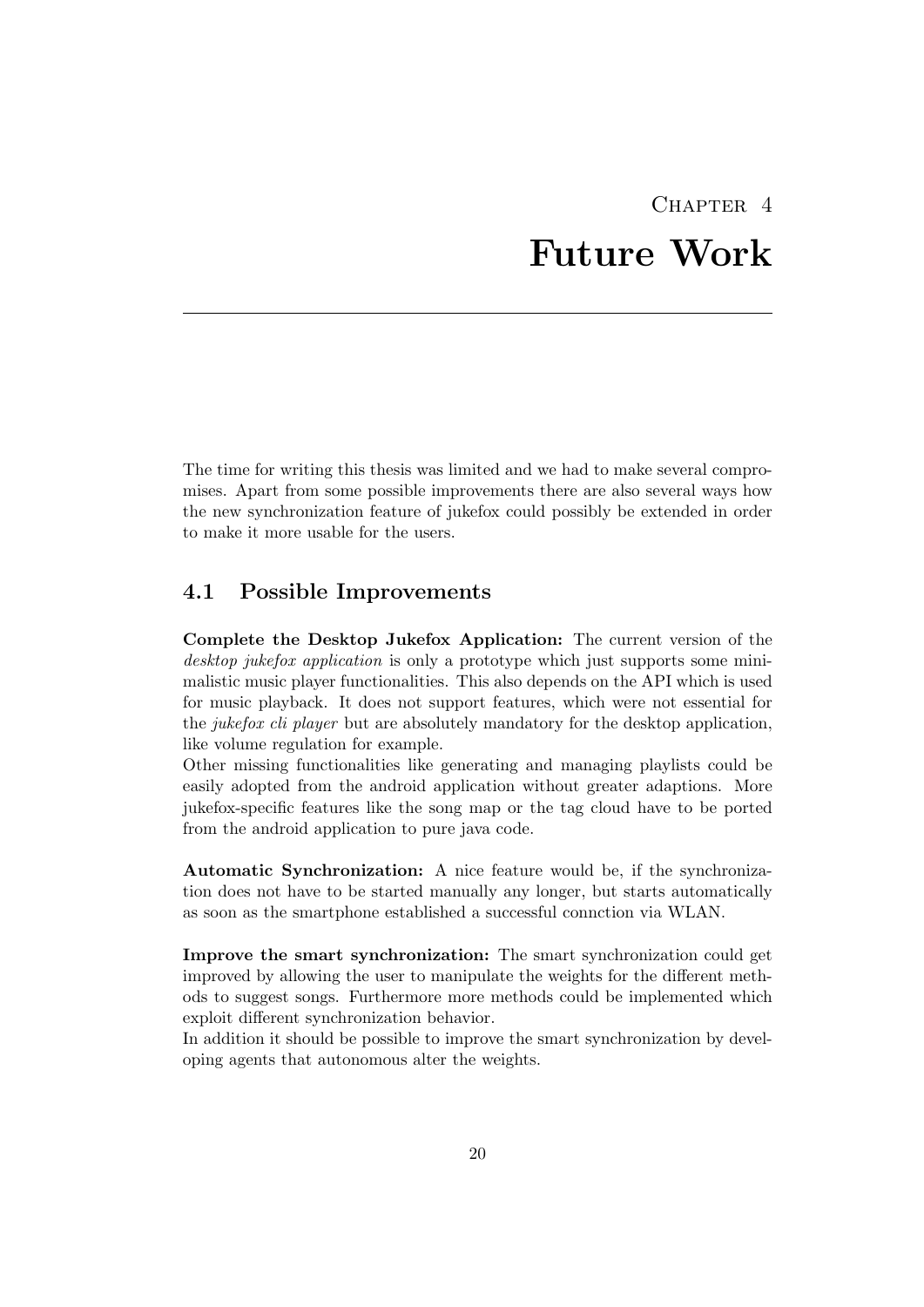# Chapter 4
# Future Work

The time for writing this thesis was limited and we had to make several compromises. Apart from some possible improvements there are also several ways how the new synchronization feature of jukefox could possibly be extended in order to make it more usable for the users.

## 4.1 Possible Improvements

**Complete the Desktop Jukefox Application:** The current version of the *desktop jukefox application* is only a prototype which just supports some minimalistic music player functionalities. This also depends on the API which is used for music playback. It does not support features, which were not essential for the *jukefox cli player* but are absolutely mandatory for the desktop application, like volume regulation for example.
Other missing functionalities like generating and managing playlists could be easily adopted from the android application without greater adaptions. More jukefox-specific features like the song map or the tag cloud have to be ported from the android application to pure java code.

**Automatic Synchronization:** A nice feature would be, if the synchronization does not have to be started manually any longer, but starts automatically as soon as the smartphone established a successful connction via WLAN.

**Improve the smart synchronization:** The smart synchronization could get improved by allowing the user to manipulate the weights for the different methods to suggest songs. Furthermore more methods could be implemented which exploit different synchronization behavior.
In addition it should be possible to improve the smart synchronization by developing agents that autonomous alter the weights.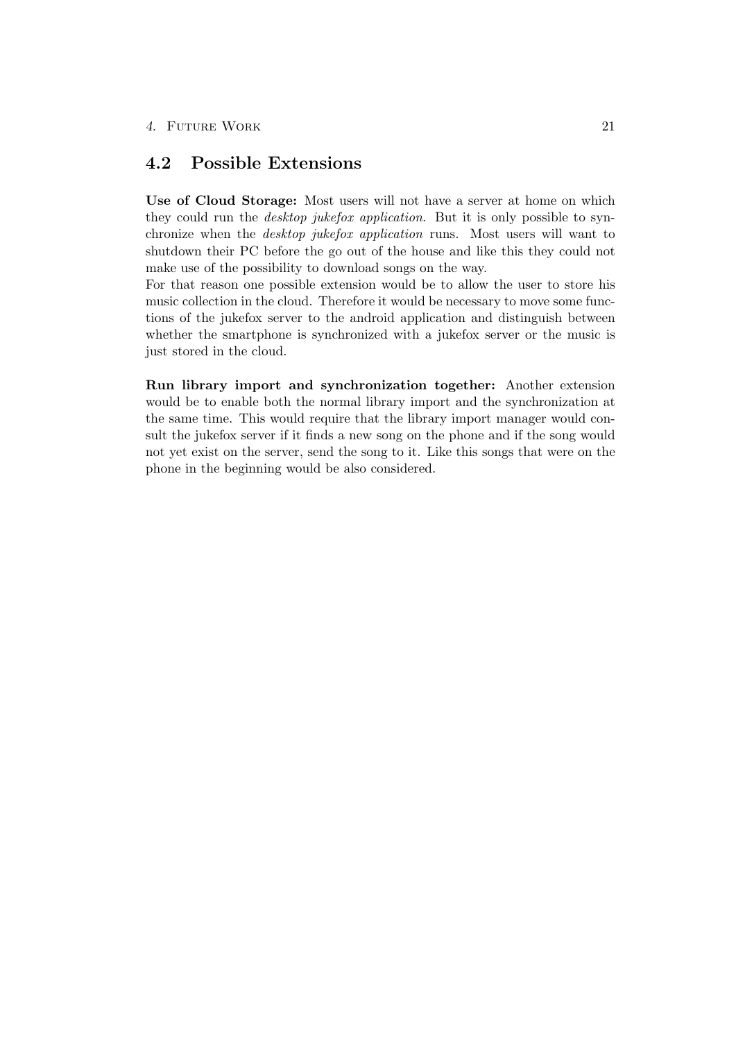## 4.2 Possible Extensions

**Use of Cloud Storage:** Most users will not have a server at home on which they could run the *desktop jukefox application.* But it is only possible to synchronize when the *desktop jukefox application* runs. Most users will want to shutdown their PC before the go out of the house and like this they could not make use of the possibility to download songs on the way.
For that reason one possible extension would be to allow the user to store his music collection in the cloud. Therefore it would be necessary to move some functions of the jukefox server to the android application and distinguish between whether the smartphone is synchronized with a jukefox server or the music is just stored in the cloud.

**Run library import and synchronization together:** Another extension would be to enable both the normal library import and the synchronization at the same time. This would require that the library import manager would consult the jukefox server if it finds a new song on the phone and if the song would not yet exist on the server, send the song to it. Like this songs that were on the phone in the beginning would be also considered.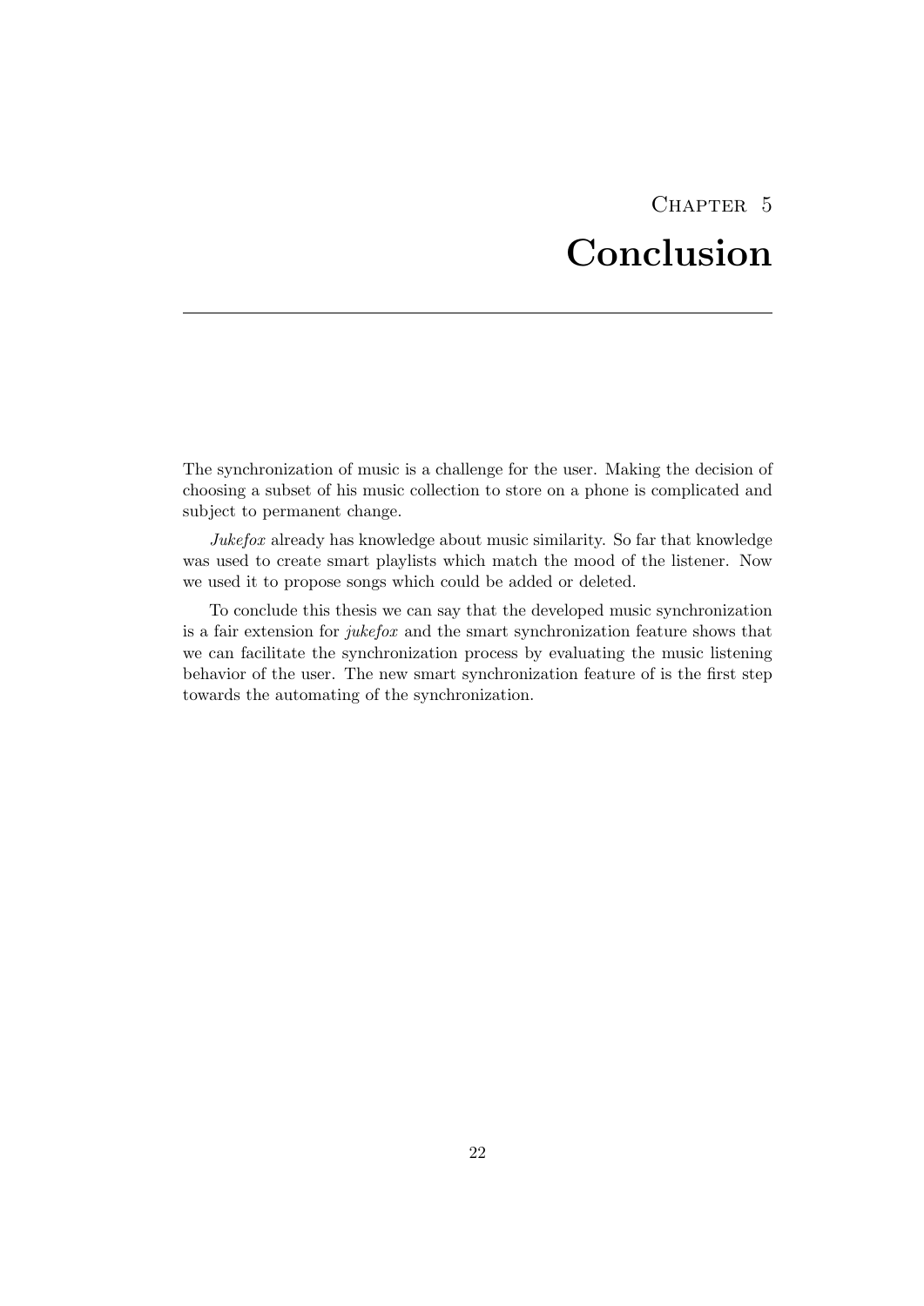# Chapter 5
# Conclusion

The synchronization of music is a challenge for the user. Making the decision of choosing a subset of his music collection to store on a phone is complicated and subject to permanent change.

*Jukefox* already has knowledge about music similarity. So far that knowledge was used to create smart playlists which match the mood of the listener. Now we used it to propose songs which could be added or deleted.

To conclude this thesis we can say that the developed music synchronization is a fair extension for *jukefox* and the smart synchronization feature shows that we can facilitate the synchronization process by evaluating the music listening behavior of the user. The new smart synchronization feature of is the first step towards the automating of the synchronization.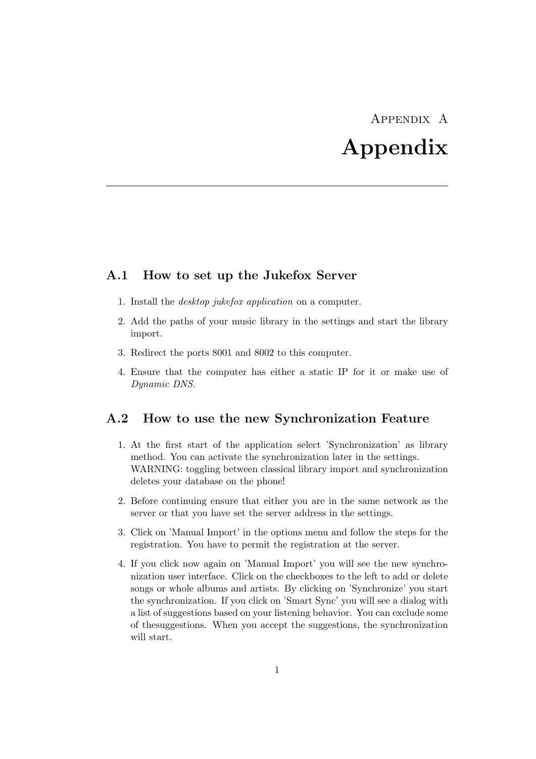# Appendix A

# Appendix

## A.1 How to set up the Jukefox Server

1. Install the *desktop jukefox application* on a computer.
2. Add the paths of your music library in the settings and start the library import.
3. Redirect the ports 8001 and 8002 to this computer.
4. Ensure that the computer has either a static IP for it or make use of *Dynamic DNS*.

## A.2 How to use the new Synchronization Feature

1. At the first start of the application select 'Synchronization' as library method. You can activate the synchronization later in the settings.
   WARNING: toggling between classical library import and synchronization deletes your database on the phone!
2. Before continuing ensure that either you are in the same network as the server or that you have set the server address in the settings.
3. Click on 'Manual Import' in the options menu and follow the steps for the registration. You have to permit the registration at the server.
4. If you click now again on 'Manual Import' you will see the new synchronization user interface. Click on the checkboxes to the left to add or delete songs or whole albums and artists. By clicking on 'Synchronize' you start the synchronization. If you click on 'Smart Sync' you will see a dialog with a list of suggestions based on your listening behavior. You can exclude some of thesuggestions. When you accept the suggestions, the synchronization will start.